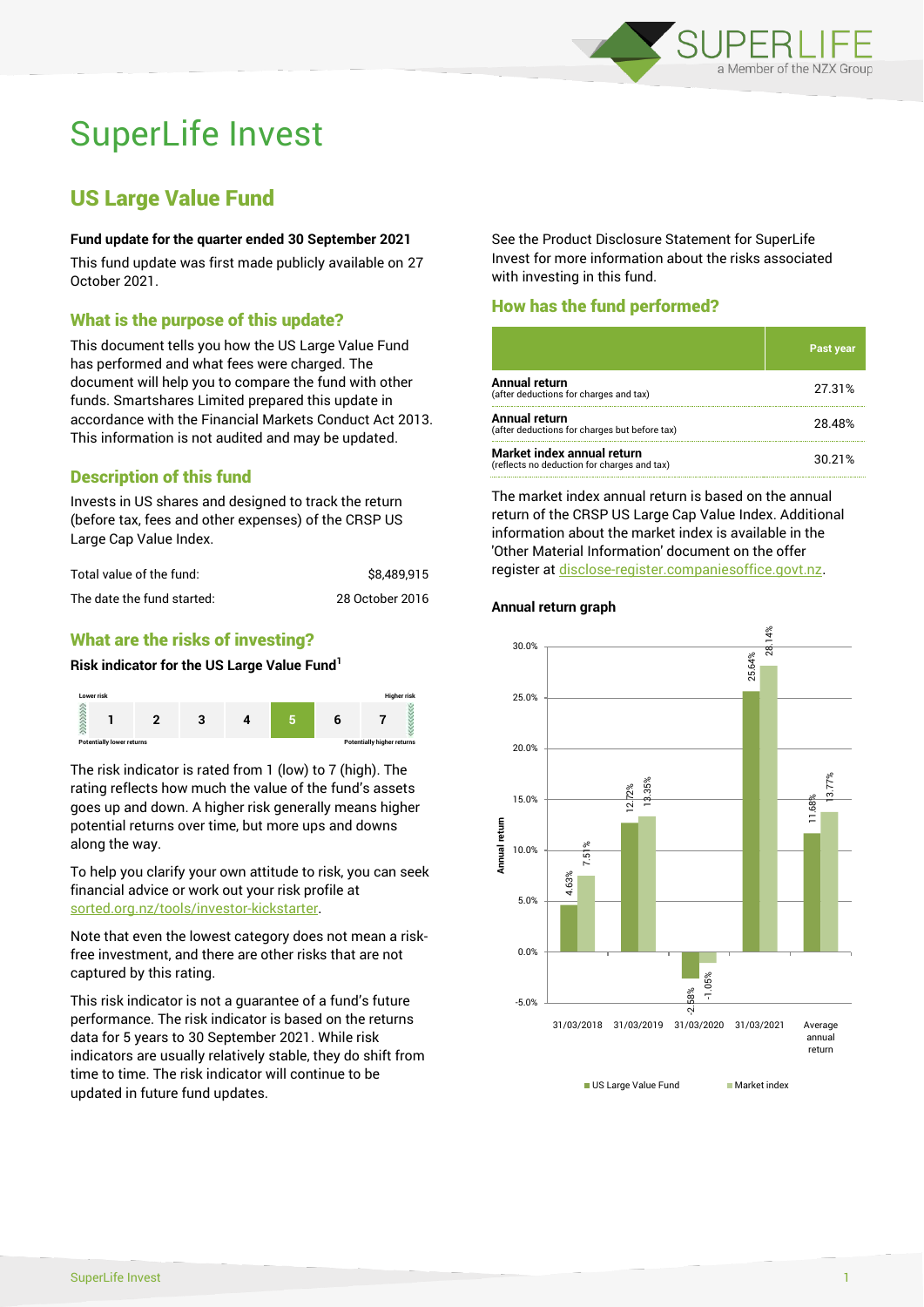# SuperLife Invest

## US Large Value Fund

**Fund update for the quarter ended 30 September 2021**

This fund update was first made publicly available on 27 October 2021.

### What is the purpose of this update?

This document tells you how the US Large Value Fund has performed and what fees were charged. The document will help you to compare the fund with other funds. Smartshares Limited prepared this update in accordance with the Financial Markets Conduct Act 2013. This information is not audited and may be updated.

### Description of this fund

Invests in US shares and designed to track the return (before tax, fees and other expenses) of the CRSP US Large Cap Value Index.

| | |
|---|---|
| Total value of the fund: | $8,489,915 |
| The date the fund started: | 28 October 2016 |

### What are the risks of investing?

**Risk indicator for the US Large Value Fund[1]**

| Lower risk | | | | | | Higher risk |
|---|---|---|---|---|---|---|
| 1 | 2 | 3 | 4 | **5** | 6 | 7 |
| Potentially lower returns | | | | | | Potentially higher returns |

The risk indicator is rated from 1 (low) to 7 (high). The rating reflects how much the value of the fund's assets goes up and down. A higher risk generally means higher potential returns over time, but more ups and downs along the way.

To help you clarify your own attitude to risk, you can seek financial advice or work out your risk profile at sorted.org.nz/tools/investor-kickstarter.

Note that even the lowest category does not mean a risk-free investment, and there are other risks that are not captured by this rating.

This risk indicator is not a guarantee of a fund's future performance. The risk indicator is based on the returns data for 5 years to 30 September 2021. While risk indicators are usually relatively stable, they do shift from time to time. The risk indicator will continue to be updated in future fund updates.

See the Product Disclosure Statement for SuperLife Invest for more information about the risks associated with investing in this fund.

### How has the fund performed?

| | Past year |
|---|---|
| **Annual return** (after deductions for charges and tax) | 27.31% |
| **Annual return** (after deductions for charges but before tax) | 28.48% |
| **Market index annual return** (reflects no deduction for charges and tax) | 30.21% |

The market index annual return is based on the annual return of the CRSP US Large Cap Value Index. Additional information about the market index is available in the 'Other Material Information' document on the offer register at disclose-register.companiesoffice.govt.nz.

**Annual return graph**

| | US Large Value Fund | Market index |
|---|---|---|
| 31/03/2018 | 4.63% | 7.51% |
| 31/03/2019 | 12.72% | 13.35% |
| 31/03/2020 | -2.58% | -1.05% |
| 31/03/2021 | 25.64% | 28.14% |
| Average annual return | 11.68% | 13.77% |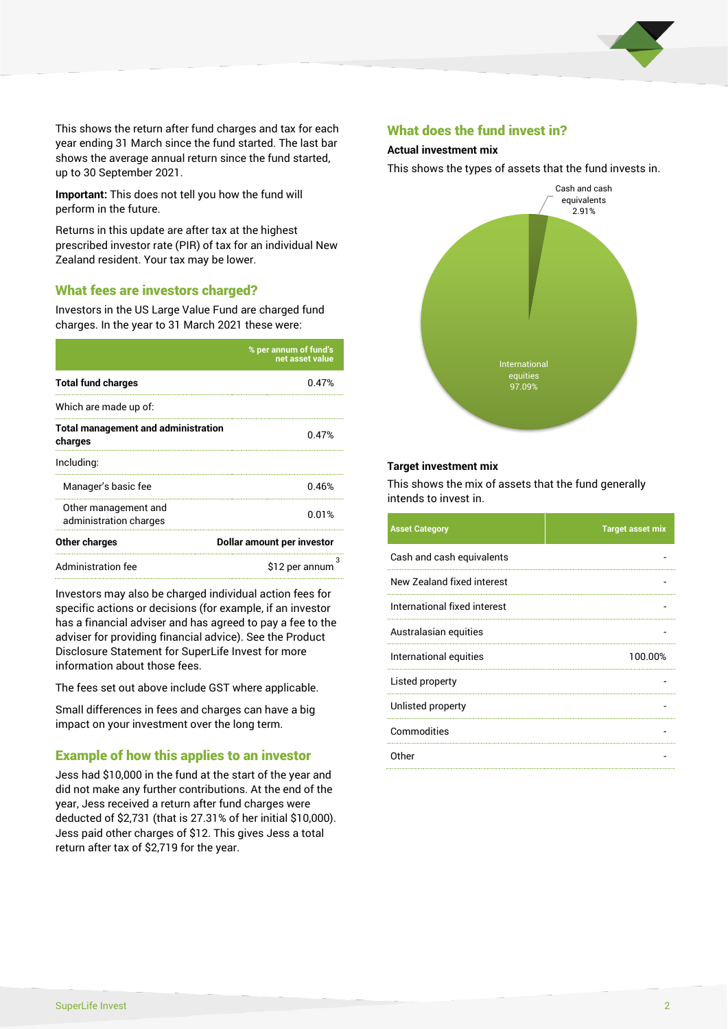This shows the return after fund charges and tax for each year ending 31 March since the fund started. The last bar shows the average annual return since the fund started, up to 30 September 2021.

**Important:** This does not tell you how the fund will perform in the future.

Returns in this update are after tax at the highest prescribed investor rate (PIR) of tax for an individual New Zealand resident. Your tax may be lower.

## What fees are investors charged?

Investors in the US Large Value Fund are charged fund charges. In the year to 31 March 2021 these were:

| | % per annum of fund's net asset value |
|---|---|
| **Total fund charges** | 0.47% |
| Which are made up of: | |
| **Total management and administration charges** | 0.47% |
| Including: | |
| Manager's basic fee | 0.46% |
| Other management and administration charges | 0.01% |
| **Other charges** | **Dollar amount per investor** |
| Administration fee | $12 per annum [3] |

Investors may also be charged individual action fees for specific actions or decisions (for example, if an investor has a financial adviser and has agreed to pay a fee to the adviser for providing financial advice). See the Product Disclosure Statement for SuperLife Invest for more information about those fees.

The fees set out above include GST where applicable.

Small differences in fees and charges can have a big impact on your investment over the long term.

## Example of how this applies to an investor

Jess had $10,000 in the fund at the start of the year and did not make any further contributions. At the end of the year, Jess received a return after fund charges were deducted of $2,731 (that is 27.31% of her initial $10,000). Jess paid other charges of $12. This gives Jess a total return after tax of $2,719 for the year.

## What does the fund invest in?

### Actual investment mix

This shows the types of assets that the fund invests in.

Cash and cash equivalents 2.91%

International equities 97.09%

### Target investment mix

This shows the mix of assets that the fund generally intends to invest in.

| Asset Category | Target asset mix |
|---|---|
| Cash and cash equivalents | - |
| New Zealand fixed interest | - |
| International fixed interest | - |
| Australasian equities | - |
| International equities | 100.00% |
| Listed property | - |
| Unlisted property | - |
| Commodities | - |
| Other | - |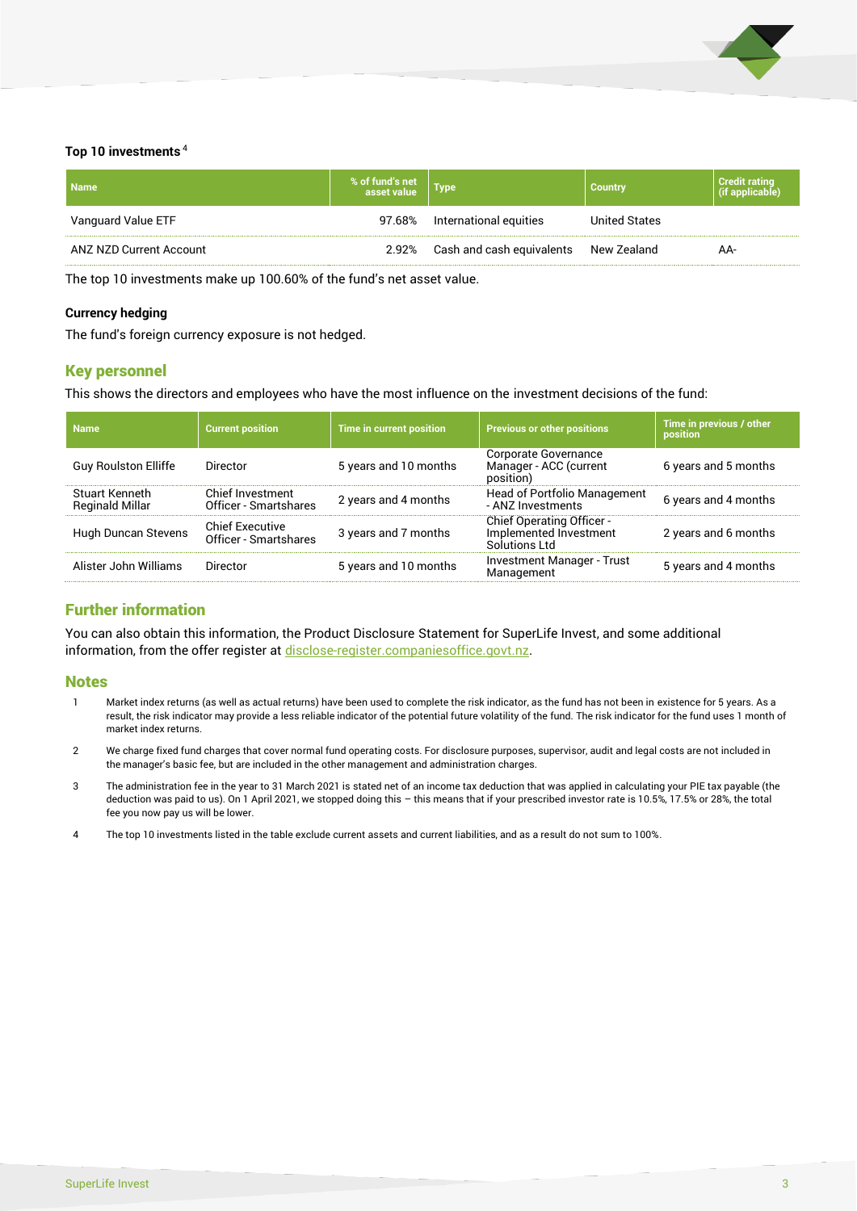### Top 10 investments [4]

| Name | % of fund's net asset value | Type | Country | Credit rating (if applicable) |
|---|---|---|---|---|
| Vanguard Value ETF | 97.68% | International equities | United States | |
| ANZ NZD Current Account | 2.92% | Cash and cash equivalents | New Zealand | AA- |

The top 10 investments make up 100.60% of the fund's net asset value.

#### Currency hedging

The fund's foreign currency exposure is not hedged.

## Key personnel

This shows the directors and employees who have the most influence on the investment decisions of the fund:

| Name | Current position | Time in current position | Previous or other positions | Time in previous / other position |
|---|---|---|---|---|
| Guy Roulston Elliffe | Director | 5 years and 10 months | Corporate Governance Manager - ACC (current position) | 6 years and 5 months |
| Stuart Kenneth Reginald Millar | Chief Investment Officer - Smartshares | 2 years and 4 months | Head of Portfolio Management - ANZ Investments | 6 years and 4 months |
| Hugh Duncan Stevens | Chief Executive Officer - Smartshares | 3 years and 7 months | Chief Operating Officer - Implemented Investment Solutions Ltd | 2 years and 6 months |
| Alister John Williams | Director | 5 years and 10 months | Investment Manager - Trust Management | 5 years and 4 months |

## Further information

You can also obtain this information, the Product Disclosure Statement for SuperLife Invest, and some additional information, from the offer register at disclose-register.companiesoffice.govt.nz.

## Notes

1. Market index returns (as well as actual returns) have been used to complete the risk indicator, as the fund has not been in existence for 5 years. As a result, the risk indicator may provide a less reliable indicator of the potential future volatility of the fund. The risk indicator for the fund uses 1 month of market index returns.
2. We charge fixed fund charges that cover normal fund operating costs. For disclosure purposes, supervisor, audit and legal costs are not included in the manager's basic fee, but are included in the other management and administration charges.
3. The administration fee in the year to 31 March 2021 is stated net of an income tax deduction that was applied in calculating your PIE tax payable (the deduction was paid to us). On 1 April 2021, we stopped doing this – this means that if your prescribed investor rate is 10.5%, 17.5% or 28%, the total fee you now pay us will be lower.
4. The top 10 investments listed in the table exclude current assets and current liabilities, and as a result do not sum to 100%.